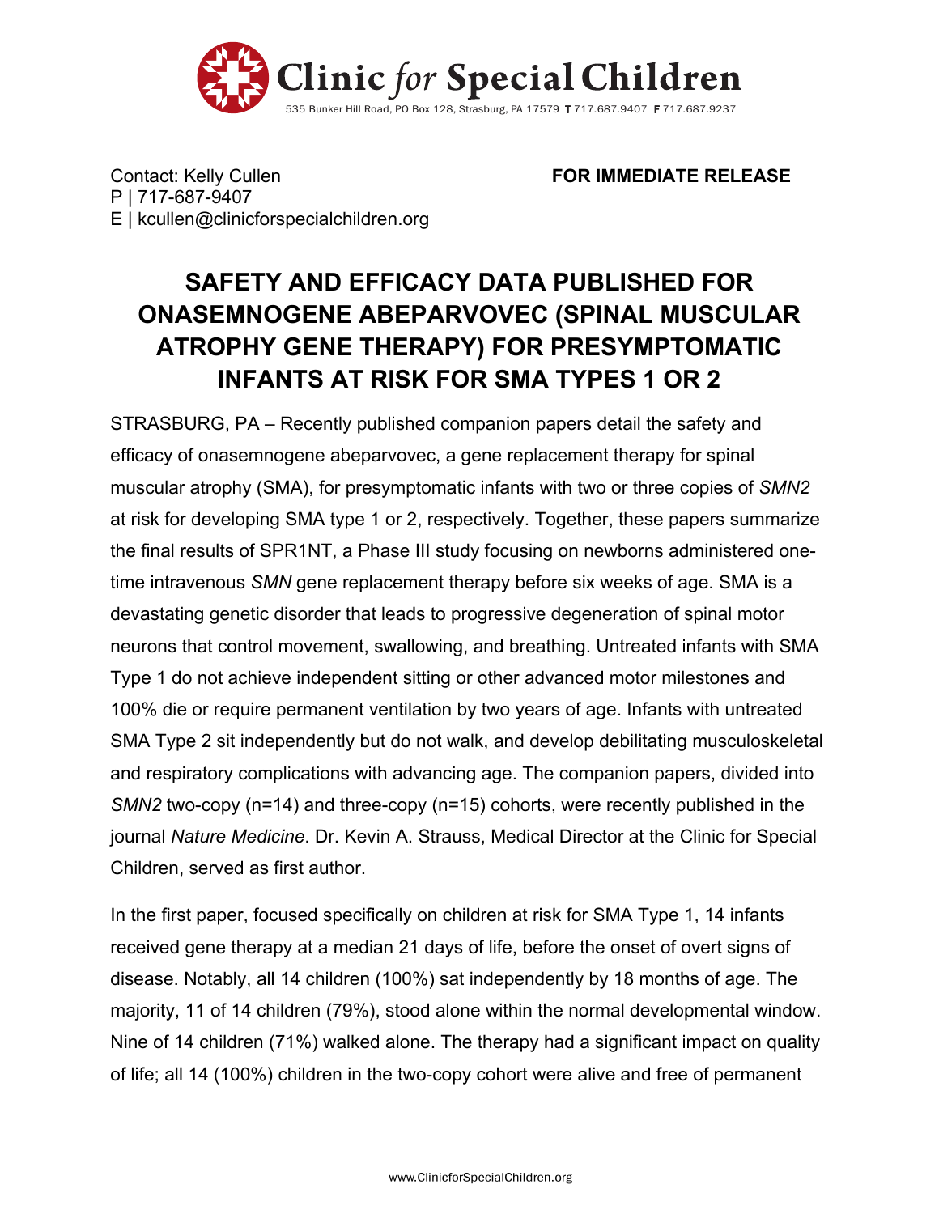**Clinic for Special Children**

535 Bunker Hill Road, PO Box 128, Strasburg, PA 17579 **T** 717.687.9407 **F** 717.687.9237

Contact: Kelly Cullen
P | 717-687-9407
E | kcullen@clinicforspecialchildren.org

**FOR IMMEDIATE RELEASE**

# SAFETY AND EFFICACY DATA PUBLISHED FOR ONASEMNOGENE ABEPARVOVEC (SPINAL MUSCULAR ATROPHY GENE THERAPY) FOR PRESYMPTOMATIC INFANTS AT RISK FOR SMA TYPES 1 OR 2

STRASBURG, PA – Recently published companion papers detail the safety and efficacy of onasemnogene abeparvovec, a gene replacement therapy for spinal muscular atrophy (SMA), for presymptomatic infants with two or three copies of *SMN2* at risk for developing SMA type 1 or 2, respectively. Together, these papers summarize the final results of SPR1NT, a Phase III study focusing on newborns administered one-time intravenous *SMN* gene replacement therapy before six weeks of age. SMA is a devastating genetic disorder that leads to progressive degeneration of spinal motor neurons that control movement, swallowing, and breathing. Untreated infants with SMA Type 1 do not achieve independent sitting or other advanced motor milestones and 100% die or require permanent ventilation by two years of age. Infants with untreated SMA Type 2 sit independently but do not walk, and develop debilitating musculoskeletal and respiratory complications with advancing age. The companion papers, divided into *SMN2* two-copy (n=14) and three-copy (n=15) cohorts, were recently published in the journal *Nature Medicine*. Dr. Kevin A. Strauss, Medical Director at the Clinic for Special Children, served as first author.

In the first paper, focused specifically on children at risk for SMA Type 1, 14 infants received gene therapy at a median 21 days of life, before the onset of overt signs of disease. Notably, all 14 children (100%) sat independently by 18 months of age. The majority, 11 of 14 children (79%), stood alone within the normal developmental window. Nine of 14 children (71%) walked alone. The therapy had a significant impact on quality of life; all 14 (100%) children in the two-copy cohort were alive and free of permanent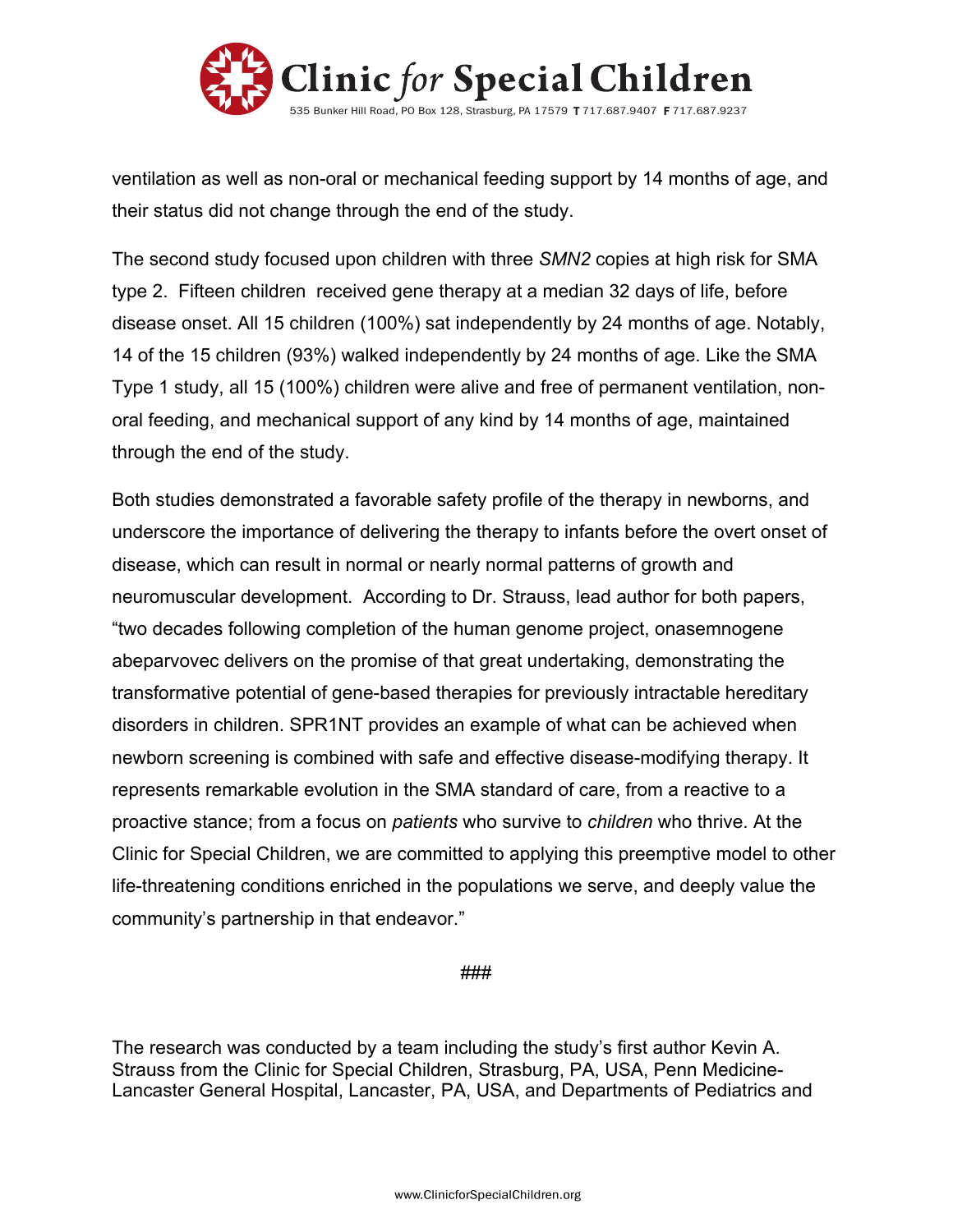ventilation as well as non-oral or mechanical feeding support by 14 months of age, and their status did not change through the end of the study.

The second study focused upon children with three *SMN2* copies at high risk for SMA type 2. Fifteen children received gene therapy at a median 32 days of life, before disease onset. All 15 children (100%) sat independently by 24 months of age. Notably, 14 of the 15 children (93%) walked independently by 24 months of age. Like the SMA Type 1 study, all 15 (100%) children were alive and free of permanent ventilation, non-oral feeding, and mechanical support of any kind by 14 months of age, maintained through the end of the study.

Both studies demonstrated a favorable safety profile of the therapy in newborns, and underscore the importance of delivering the therapy to infants before the overt onset of disease, which can result in normal or nearly normal patterns of growth and neuromuscular development. According to Dr. Strauss, lead author for both papers, "two decades following completion of the human genome project, onasemnogene abeparvovec delivers on the promise of that great undertaking, demonstrating the transformative potential of gene-based therapies for previously intractable hereditary disorders in children. SPR1NT provides an example of what can be achieved when newborn screening is combined with safe and effective disease-modifying therapy. It represents remarkable evolution in the SMA standard of care, from a reactive to a proactive stance; from a focus on *patients* who survive to *children* who thrive. At the Clinic for Special Children, we are committed to applying this preemptive model to other life-threatening conditions enriched in the populations we serve, and deeply value the community's partnership in that endeavor."

###

The research was conducted by a team including the study's first author Kevin A. Strauss from the Clinic for Special Children, Strasburg, PA, USA, Penn Medicine-Lancaster General Hospital, Lancaster, PA, USA, and Departments of Pediatrics and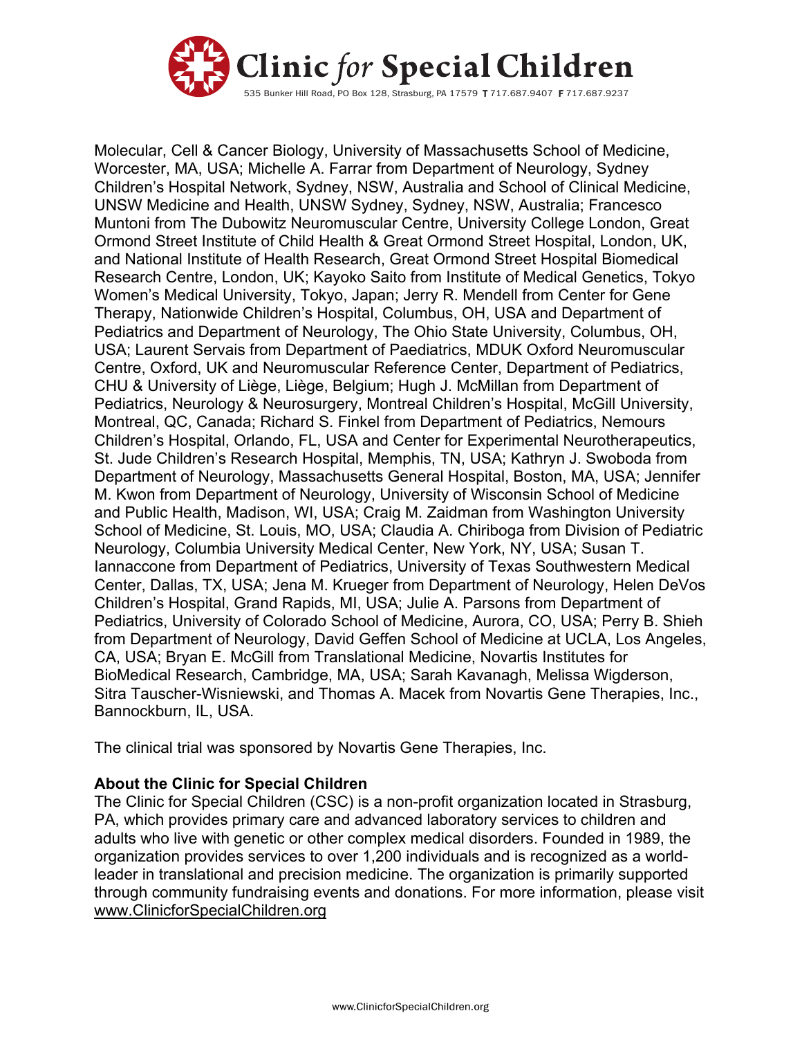Molecular, Cell & Cancer Biology, University of Massachusetts School of Medicine, Worcester, MA, USA; Michelle A. Farrar from Department of Neurology, Sydney Children's Hospital Network, Sydney, NSW, Australia and School of Clinical Medicine, UNSW Medicine and Health, UNSW Sydney, Sydney, NSW, Australia; Francesco Muntoni from The Dubowitz Neuromuscular Centre, University College London, Great Ormond Street Institute of Child Health & Great Ormond Street Hospital, London, UK, and National Institute of Health Research, Great Ormond Street Hospital Biomedical Research Centre, London, UK; Kayoko Saito from Institute of Medical Genetics, Tokyo Women's Medical University, Tokyo, Japan; Jerry R. Mendell from Center for Gene Therapy, Nationwide Children's Hospital, Columbus, OH, USA and Department of Pediatrics and Department of Neurology, The Ohio State University, Columbus, OH, USA; Laurent Servais from Department of Paediatrics, MDUK Oxford Neuromuscular Centre, Oxford, UK and Neuromuscular Reference Center, Department of Pediatrics, CHU & University of Liège, Liège, Belgium; Hugh J. McMillan from Department of Pediatrics, Neurology & Neurosurgery, Montreal Children's Hospital, McGill University, Montreal, QC, Canada; Richard S. Finkel from Department of Pediatrics, Nemours Children's Hospital, Orlando, FL, USA and Center for Experimental Neurotherapeutics, St. Jude Children's Research Hospital, Memphis, TN, USA; Kathryn J. Swoboda from Department of Neurology, Massachusetts General Hospital, Boston, MA, USA; Jennifer M. Kwon from Department of Neurology, University of Wisconsin School of Medicine and Public Health, Madison, WI, USA; Craig M. Zaidman from Washington University School of Medicine, St. Louis, MO, USA; Claudia A. Chiriboga from Division of Pediatric Neurology, Columbia University Medical Center, New York, NY, USA; Susan T. Iannaccone from Department of Pediatrics, University of Texas Southwestern Medical Center, Dallas, TX, USA; Jena M. Krueger from Department of Neurology, Helen DeVos Children's Hospital, Grand Rapids, MI, USA; Julie A. Parsons from Department of Pediatrics, University of Colorado School of Medicine, Aurora, CO, USA; Perry B. Shieh from Department of Neurology, David Geffen School of Medicine at UCLA, Los Angeles, CA, USA; Bryan E. McGill from Translational Medicine, Novartis Institutes for BioMedical Research, Cambridge, MA, USA; Sarah Kavanagh, Melissa Wigderson, Sitra Tauscher-Wisniewski, and Thomas A. Macek from Novartis Gene Therapies, Inc., Bannockburn, IL, USA.

The clinical trial was sponsored by Novartis Gene Therapies, Inc.

**About the Clinic for Special Children**

The Clinic for Special Children (CSC) is a non-profit organization located in Strasburg, PA, which provides primary care and advanced laboratory services to children and adults who live with genetic or other complex medical disorders. Founded in 1989, the organization provides services to over 1,200 individuals and is recognized as a world-leader in translational and precision medicine. The organization is primarily supported through community fundraising events and donations. For more information, please visit www.ClinicforSpecialChildren.org